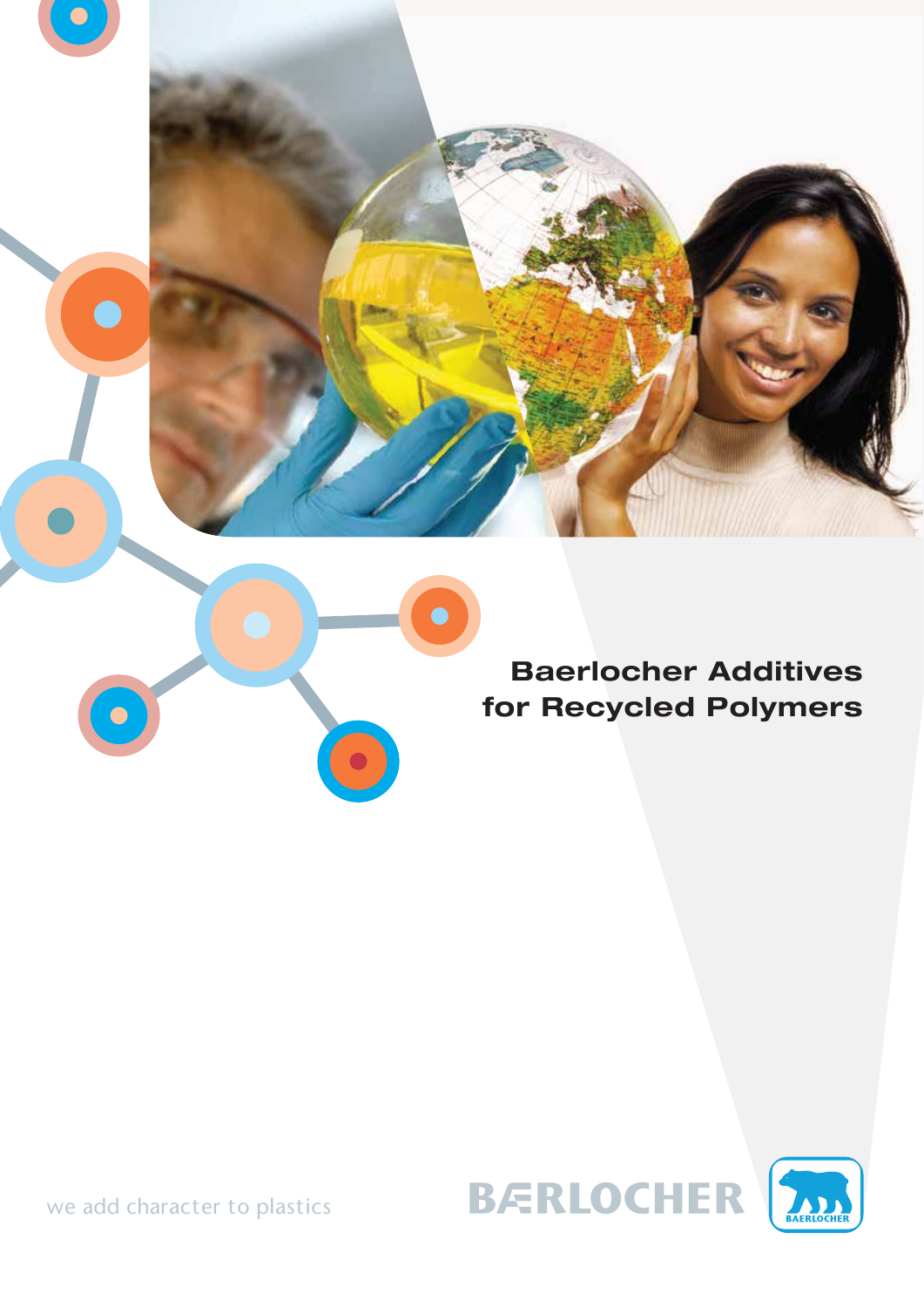# Baerlocher Additives for Recycled Polymers

we add character to plastics

BÆRLOCHER

BAERLOCHER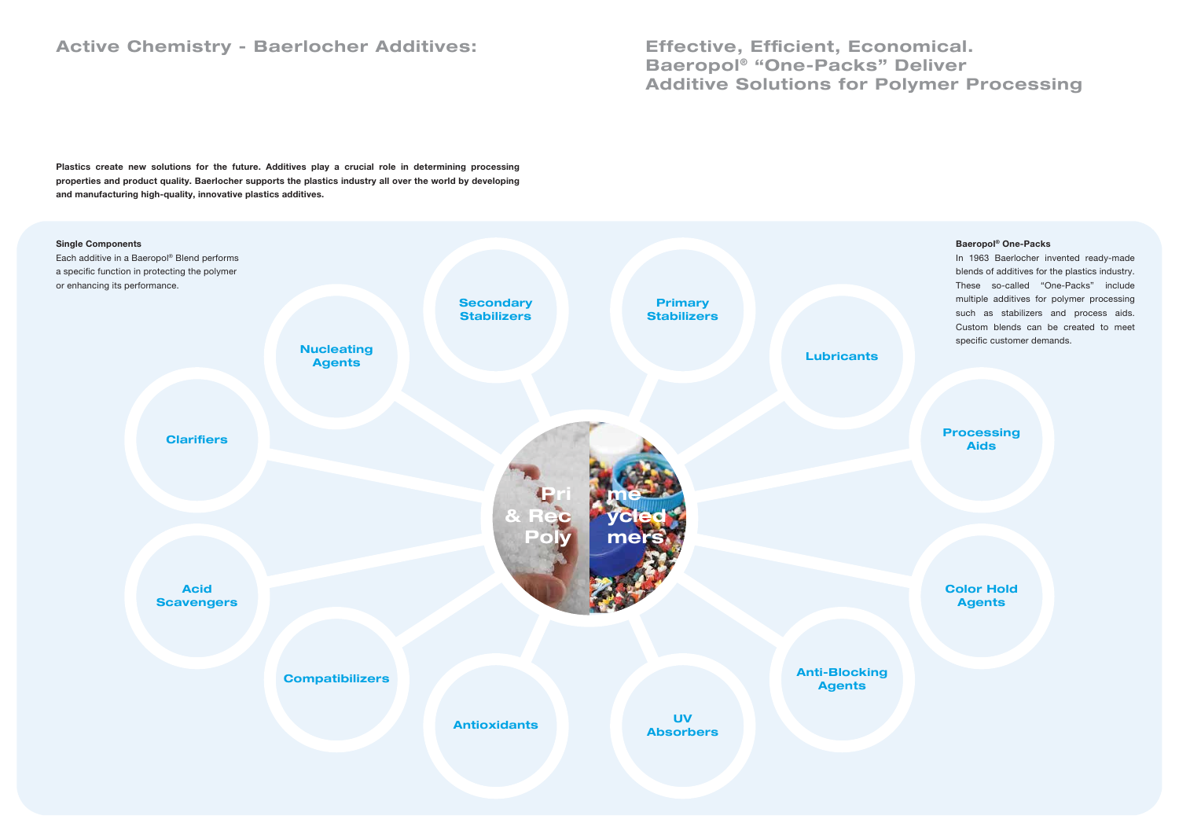# Active Chemistry - Baerlocher Additives:

## Effective, Efficient, Economical. Baeropol® "One-Packs" Deliver Additive Solutions for Polymer Processing

**Plastics create new solutions for the future. Additives play a crucial role in determining processing properties and product quality. Baerlocher supports the plastics industry all over the world by developing and manufacturing high-quality, innovative plastics additives.**

**Single Components**

Each additive in a Baeropol® Blend performs a specific function in protecting the polymer or enhancing its performance.

**Baeropol® One-Packs**

In 1963 Baerlocher invented ready-made blends of additives for the plastics industry. These so-called "One-Packs" include multiple additives for polymer processing such as stabilizers and process aids. Custom blends can be created to meet specific customer demands.

**Prime & Recycled Polymers**

- Secondary Stabilizers
- Primary Stabilizers
- Nucleating Agents
- Lubricants
- Clarifiers
- Processing Aids
- Acid Scavengers
- Color Hold Agents
- Compatibilizers
- Anti-Blocking Agents
- Antioxidants
- UV Absorbers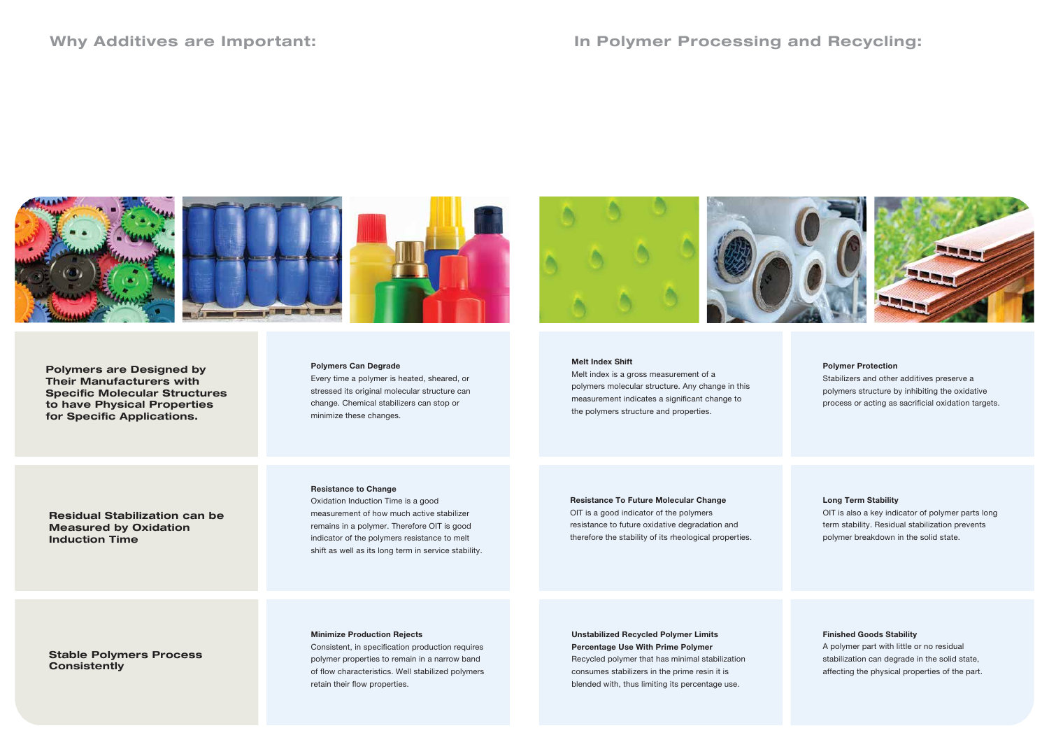## Why Additives are Important:

## In Polymer Processing and Recycling:

**Polymers are Designed by Their Manufacturers with Specific Molecular Structures to have Physical Properties for Specific Applications.**

**Polymers Can Degrade**
Every time a polymer is heated, sheared, or stressed its original molecular structure can change. Chemical stabilizers can stop or minimize these changes.

**Melt Index Shift**
Melt index is a gross measurement of a polymers molecular structure. Any change in this measurement indicates a significant change to the polymers structure and properties.

**Polymer Protection**
Stabilizers and other additives preserve a polymers structure by inhibiting the oxidative process or acting as sacrificial oxidation targets.

**Residual Stabilization can be Measured by Oxidation Induction Time**

**Resistance to Change**
Oxidation Induction Time is a good measurement of how much active stabilizer remains in a polymer. Therefore OIT is good indicator of the polymers resistance to melt shift as well as its long term in service stability.

**Resistance To Future Molecular Change**
OIT is a good indicator of the polymers resistance to future oxidative degradation and therefore the stability of its rheological properties.

**Long Term Stability**
OIT is also a key indicator of polymer parts long term stability. Residual stabilization prevents polymer breakdown in the solid state.

**Stable Polymers Process Consistently**

**Minimize Production Rejects**
Consistent, in specification production requires polymer properties to remain in a narrow band of flow characteristics. Well stabilized polymers retain their flow properties.

**Unstabilized Recycled Polymer Limits Percentage Use With Prime Polymer**
Recycled polymer that has minimal stabilization consumes stabilizers in the prime resin it is blended with, thus limiting its percentage use.

**Finished Goods Stability**
A polymer part with little or no residual stabilization can degrade in the solid state, affecting the physical properties of the part.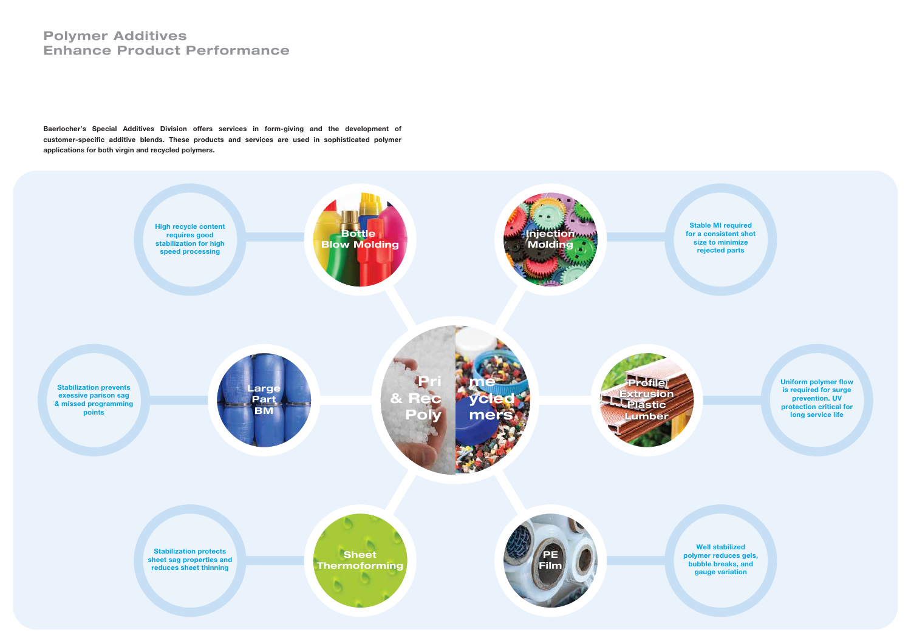# Polymer Additives Enhance Product Performance

**Baerlocher's Special Additives Division offers services in form-giving and the development of customer-specific additive blends. These products and services are used in sophisticated polymer applications for both virgin and recycled polymers.**

**Prime & Recycled Polymers**

- **Bottle Blow Molding** – High recycle content requires good stabilization for high speed processing
- **Injection Molding** – Stable MI required for a consistent shot size to minimize rejected parts
- **Large Part BM** – Stabilization prevents exessive parison sag & missed programming points
- **Profile Extrusion Plastic Lumber** – Uniform polymer flow is required for surge prevention. UV protection critical for long service life
- **Sheet Thermoforming** – Stabilization protects sheet sag properties and reduces sheet thinning
- **PE Film** – Well stabilized polymer reduces gels, bubble breaks, and gauge variation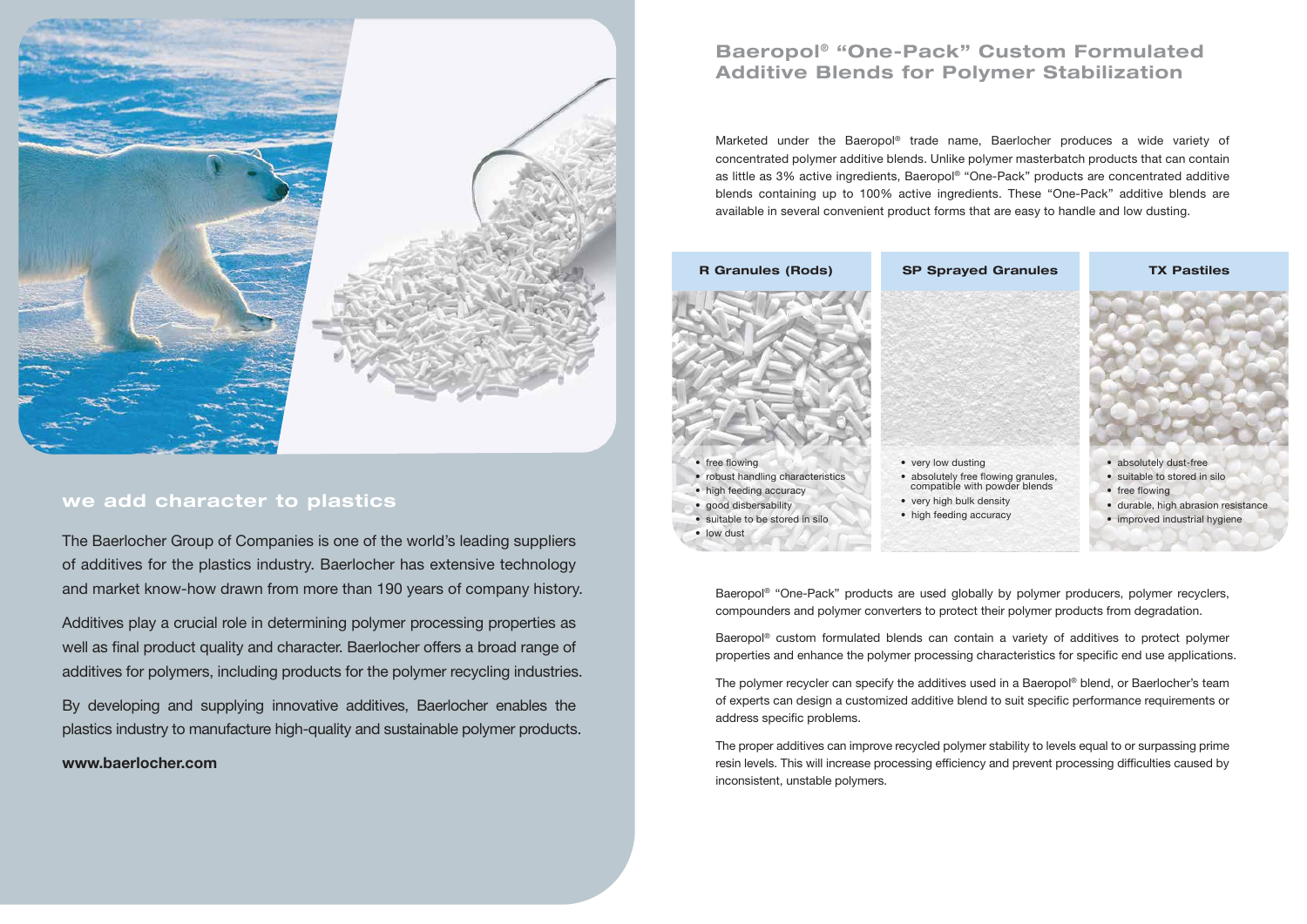## we add character to plastics

The Baerlocher Group of Companies is one of the world's leading suppliers of additives for the plastics industry. Baerlocher has extensive technology and market know-how drawn from more than 190 years of company history.

Additives play a crucial role in determining polymer processing properties as well as final product quality and character. Baerlocher offers a broad range of additives for polymers, including products for the polymer recycling industries.

By developing and supplying innovative additives, Baerlocher enables the plastics industry to manufacture high-quality and sustainable polymer products.

**www.baerlocher.com**

# Baeropol® "One-Pack" Custom Formulated Additive Blends for Polymer Stabilization

Marketed under the Baeropol® trade name, Baerlocher produces a wide variety of concentrated polymer additive blends. Unlike polymer masterbatch products that can contain as little as 3% active ingredients, Baeropol® "One-Pack" products are concentrated additive blends containing up to 100% active ingredients. These "One-Pack" additive blends are available in several convenient product forms that are easy to handle and low dusting.

| R Granules (Rods) | SP Sprayed Granules | TX Pastiles |
|---|---|---|
| • free flowing<br>• robust handling characteristics<br>• high feeding accuracy<br>• good disbersability<br>• suitable to be stored in silo<br>• low dust | • very low dusting<br>• absolutely free flowing granules, compatible with powder blends<br>• very high bulk density<br>• high feeding accuracy | • absolutely dust-free<br>• suitable to stored in silo<br>• free flowing<br>• durable, high abrasion resistance<br>• improved industrial hygiene |

Baeropol® "One-Pack" products are used globally by polymer producers, polymer recyclers, compounders and polymer converters to protect their polymer products from degradation.

Baeropol® custom formulated blends can contain a variety of additives to protect polymer properties and enhance the polymer processing characteristics for specific end use applications.

The polymer recycler can specify the additives used in a Baeropol® blend, or Baerlocher's team of experts can design a customized additive blend to suit specific performance requirements or address specific problems.

The proper additives can improve recycled polymer stability to levels equal to or surpassing prime resin levels. This will increase processing efficiency and prevent processing difficulties caused by inconsistent, unstable polymers.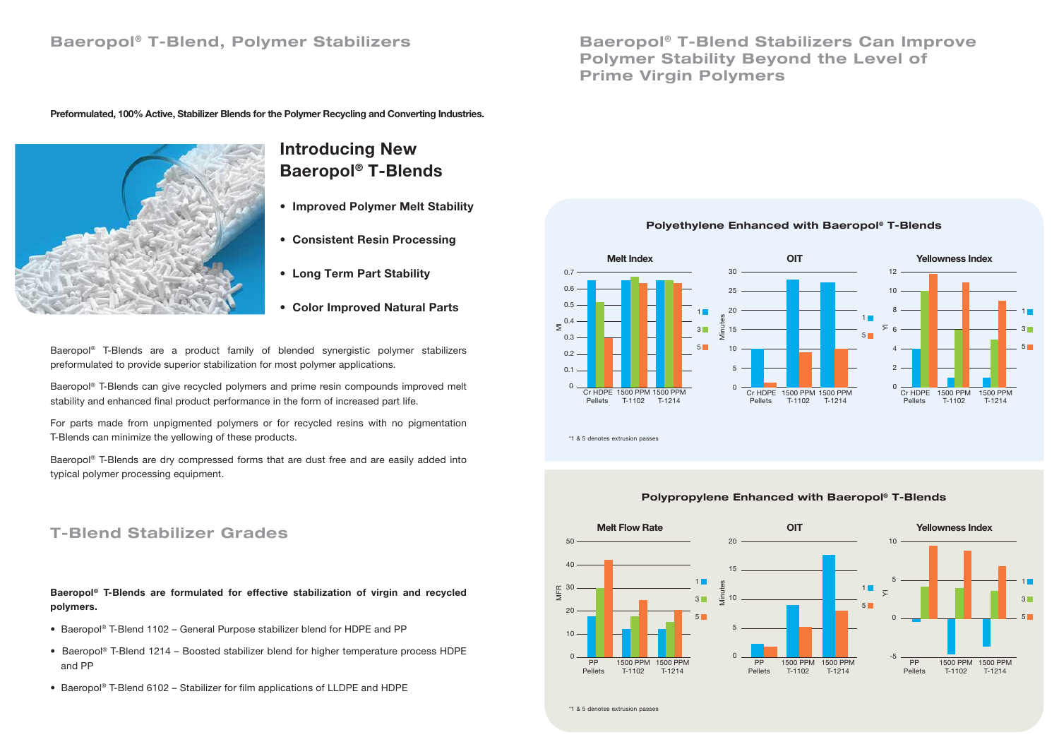# Baeropol® T-Blend, Polymer Stabilizers

**Preformulated, 100% Active, Stabilizer Blends for the Polymer Recycling and Converting Industries.**

## Introducing New Baeropol® T-Blends

- **Improved Polymer Melt Stability**
- **Consistent Resin Processing**
- **Long Term Part Stability**
- **Color Improved Natural Parts**

Baeropol® T-Blends are a product family of blended synergistic polymer stabilizers preformulated to provide superior stabilization for most polymer applications.

Baeropol® T-Blends can give recycled polymers and prime resin compounds improved melt stability and enhanced final product performance in the form of increased part life.

For parts made from unpigmented polymers or for recycled resins with no pigmentation T-Blends can minimize the yellowing of these products.

Baeropol® T-Blends are dry compressed forms that are dust free and are easily added into typical polymer processing equipment.

## T-Blend Stabilizer Grades

**Baeropol® T-Blends are formulated for effective stabilization of virgin and recycled polymers.**

- Baeropol® T-Blend 1102 – General Purpose stabilizer blend for HDPE and PP
- Baeropol® T-Blend 1214 – Boosted stabilizer blend for higher temperature process HDPE and PP
- Baeropol® T-Blend 6102 – Stabilizer for film applications of LLDPE and HDPE

# Baeropol® T-Blend Stabilizers Can Improve Polymer Stability Beyond the Level of Prime Virgin Polymers

### Polyethylene Enhanced with Baeropol® T-Blends

Charts: Melt Index (MI), OIT (Minutes), Yellowness Index (YI) for Cr HDPE Pellets, 1500 PPM T-1102, 1500 PPM T-1214; legend: 1, 3, 5

*1 & 5 denotes extrusion passes

### Polypropylene Enhanced with Baeropol® T-Blends

Charts: Melt Flow Rate (MFR), OIT (Minutes), Yellowness Index (YI) for PP Pellets, 1500 PPM T-1102, 1500 PPM T-1214; legend: 1, 3, 5

*1 & 5 denotes extrusion passes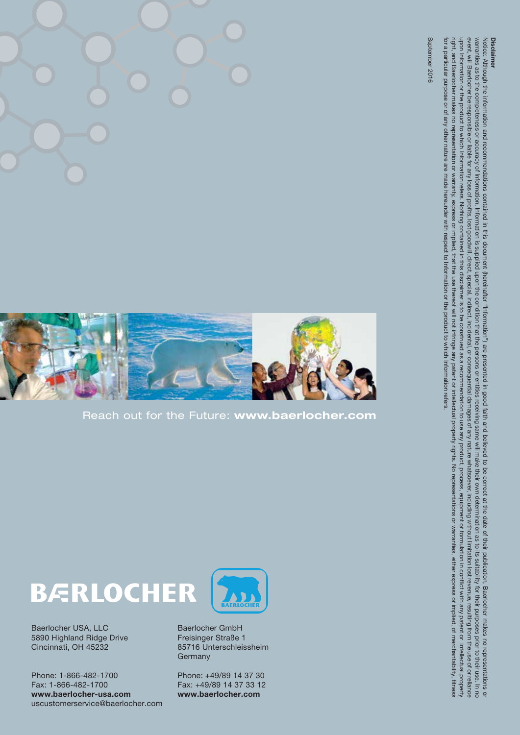**Disclaimer**

Notice: Although the information and recommendations contained in this document (hereinafter "Information") are presented in good faith and believed to be correct at the date of their publication, Baerlocher makes no representations or warranties as to the completeness or accuracy of Information. Information is supplied upon the condition that the persons or entities receiving same will make their own determination as to its suitability for their purposes prior to their use. In no event, will Baerlocher be responsible or liable for any loss of profits, lost goodwill, direct, special, indirect, incidental, or consequential damages of any nature whatsoever, including without limitation lost revenue, resulting from the use of or reliance upon Information or the product to which Information refers. Nothing contained in this disclaimer is to be construed as a recommendation to use any product, process, equipment or formulation in conflict with any patent or intellectual property right, and Baerlocher makes no representation or warranty, express or implied, that the use thereof will not infringe any patent or intellectual property rights. No representations or warranties, either express or implied, of merchantability, fitness for a particular purpose or of any other nature are made hereunder with respect to Information or the product to which Information refers.

September 2016

Reach out for the Future: **www.baerlocher.com**

BÆRLOCHER

Baerlocher USA, LLC
5890 Highland Ridge Drive
Cincinnati, OH 45232

Phone: 1-866-482-1700
Fax: 1-866-482-1700
**www.baerlocher-usa.com**
uscustomerservice@baerlocher.com

Baerlocher GmbH
Freisinger Straße 1
85716 Unterschleissheim
Germany

Phone: +49/89 14 37 30
Fax: +49/89 14 37 33 12
**www.baerlocher.com**